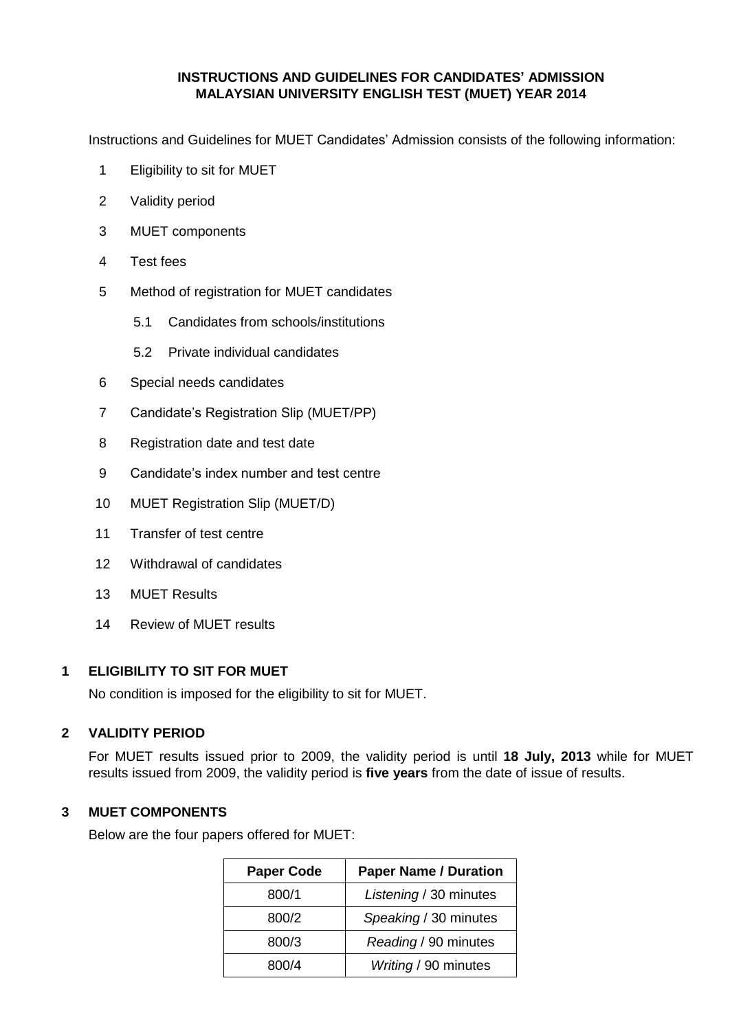# INSTRUCTIONS AND GUIDELINES FOR CANDIDATES' ADMISSION MALAYSIAN UNIVERSITY ENGLISH TEST (MUET) YEAR 2014

Instructions and Guidelines for MUET Candidates' Admission consists of the following information:

1 Eligibility to sit for MUET

2 Validity period

3 MUET components

4 Test fees

5 Method of registration for MUET candidates

  5.1 Candidates from schools/institutions

  5.2 Private individual candidates

6 Special needs candidates

7 Candidate's Registration Slip (MUET/PP)

8 Registration date and test date

9 Candidate's index number and test centre

10 MUET Registration Slip (MUET/D)

11 Transfer of test centre

12 Withdrawal of candidates

13 MUET Results

14 Review of MUET results

## 1 ELIGIBILITY TO SIT FOR MUET

No condition is imposed for the eligibility to sit for MUET.

## 2 VALIDITY PERIOD

For MUET results issued prior to 2009, the validity period is until **18 July, 2013** while for MUET results issued from 2009, the validity period is **five years** from the date of issue of results.

## 3 MUET COMPONENTS

Below are the four papers offered for MUET:

| Paper Code | Paper Name / Duration |
|---|---|
| 800/1 | *Listening* / 30 minutes |
| 800/2 | *Speaking* / 30 minutes |
| 800/3 | *Reading* / 90 minutes |
| 800/4 | *Writing* / 90 minutes |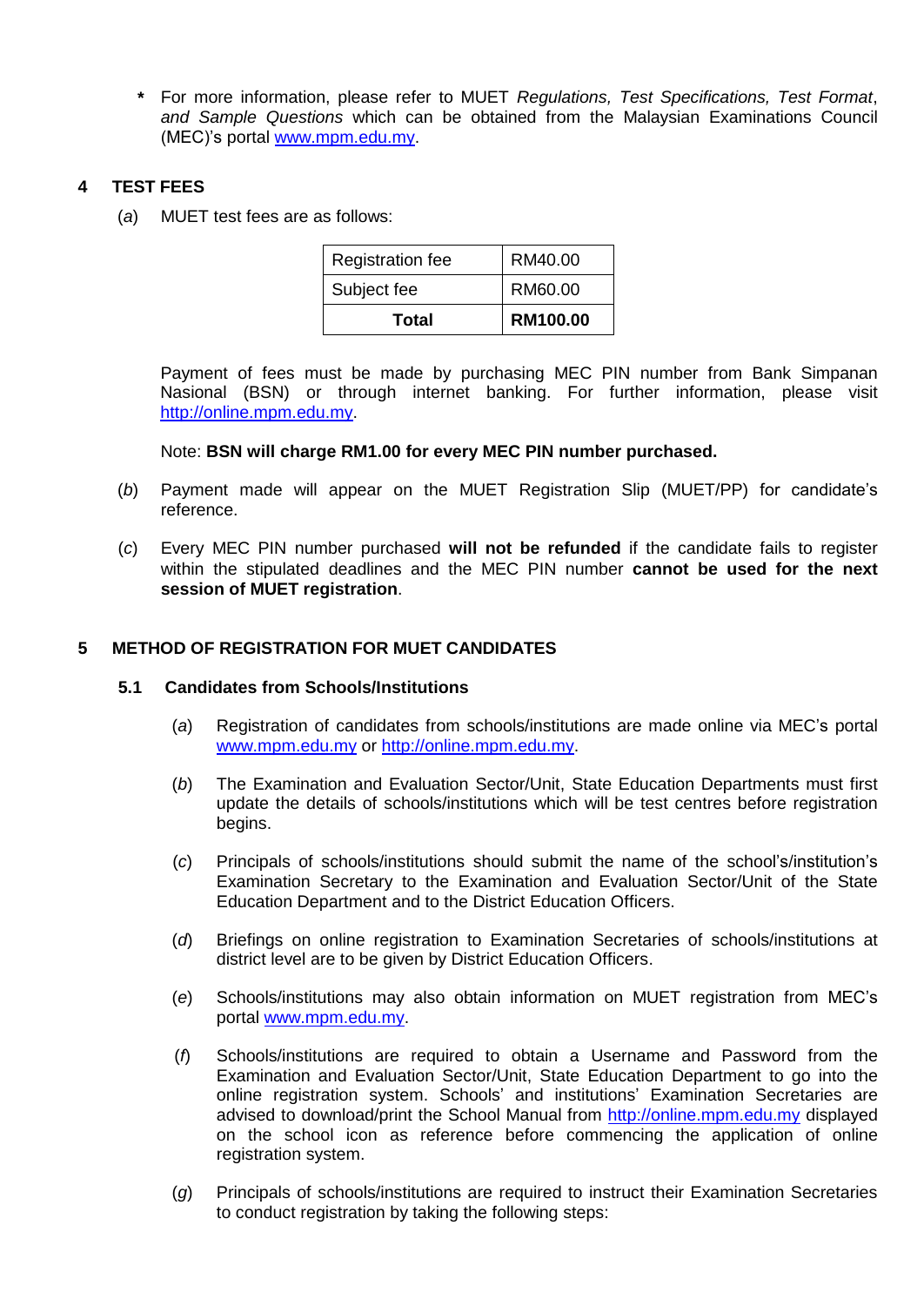\* For more information, please refer to MUET *Regulations, Test Specifications, Test Format*, *and Sample Questions* which can be obtained from the Malaysian Examinations Council (MEC)'s portal www.mpm.edu.my.

## 4 TEST FEES

(*a*) MUET test fees are as follows:

| Registration fee | RM40.00 |
|---|---|
| Subject fee | RM60.00 |
| **Total** | **RM100.00** |

Payment of fees must be made by purchasing MEC PIN number from Bank Simpanan Nasional (BSN) or through internet banking. For further information, please visit http://online.mpm.edu.my.

Note: **BSN will charge RM1.00 for every MEC PIN number purchased.**

(*b*) Payment made will appear on the MUET Registration Slip (MUET/PP) for candidate's reference.

(*c*) Every MEC PIN number purchased **will not be refunded** if the candidate fails to register within the stipulated deadlines and the MEC PIN number **cannot be used for the next session of MUET registration**.

## 5 METHOD OF REGISTRATION FOR MUET CANDIDATES

### 5.1 Candidates from Schools/Institutions

(*a*) Registration of candidates from schools/institutions are made online via MEC's portal www.mpm.edu.my or http://online.mpm.edu.my.

(*b*) The Examination and Evaluation Sector/Unit, State Education Departments must first update the details of schools/institutions which will be test centres before registration begins.

(*c*) Principals of schools/institutions should submit the name of the school's/institution's Examination Secretary to the Examination and Evaluation Sector/Unit of the State Education Department and to the District Education Officers.

(*d*) Briefings on online registration to Examination Secretaries of schools/institutions at district level are to be given by District Education Officers.

(*e*) Schools/institutions may also obtain information on MUET registration from MEC's portal www.mpm.edu.my.

(*f*) Schools/institutions are required to obtain a Username and Password from the Examination and Evaluation Sector/Unit, State Education Department to go into the online registration system. Schools' and institutions' Examination Secretaries are advised to download/print the School Manual from http://online.mpm.edu.my displayed on the school icon as reference before commencing the application of online registration system.

(*g*) Principals of schools/institutions are required to instruct their Examination Secretaries to conduct registration by taking the following steps: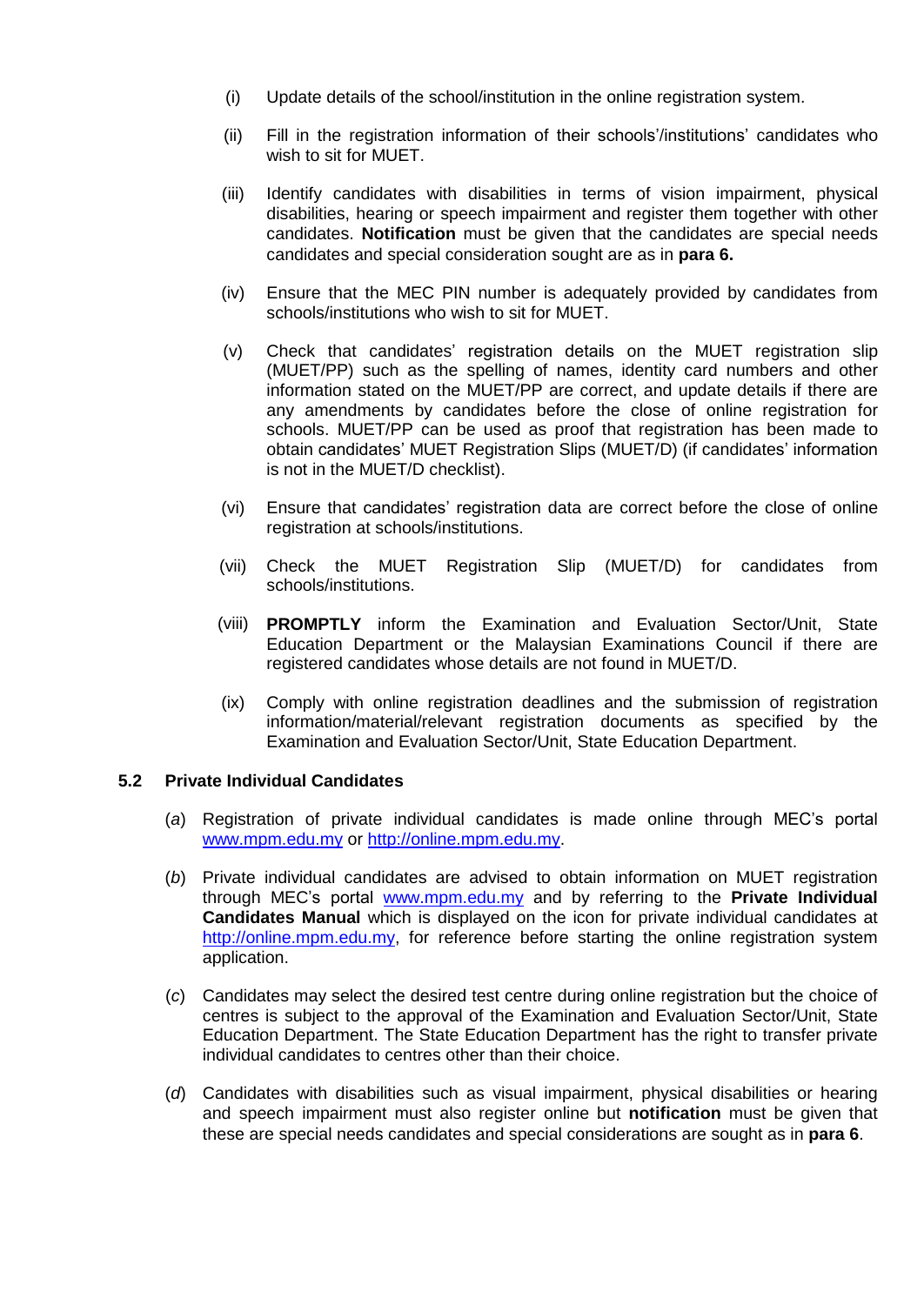(i) Update details of the school/institution in the online registration system.

(ii) Fill in the registration information of their schools'/institutions' candidates who wish to sit for MUET.

(iii) Identify candidates with disabilities in terms of vision impairment, physical disabilities, hearing or speech impairment and register them together with other candidates. **Notification** must be given that the candidates are special needs candidates and special consideration sought are as in **para 6.**

(iv) Ensure that the MEC PIN number is adequately provided by candidates from schools/institutions who wish to sit for MUET.

(v) Check that candidates' registration details on the MUET registration slip (MUET/PP) such as the spelling of names, identity card numbers and other information stated on the MUET/PP are correct, and update details if there are any amendments by candidates before the close of online registration for schools. MUET/PP can be used as proof that registration has been made to obtain candidates' MUET Registration Slips (MUET/D) (if candidates' information is not in the MUET/D checklist).

(vi) Ensure that candidates' registration data are correct before the close of online registration at schools/institutions.

(vii) Check the MUET Registration Slip (MUET/D) for candidates from schools/institutions.

(viii) **PROMPTLY** inform the Examination and Evaluation Sector/Unit, State Education Department or the Malaysian Examinations Council if there are registered candidates whose details are not found in MUET/D.

(ix) Comply with online registration deadlines and the submission of registration information/material/relevant registration documents as specified by the Examination and Evaluation Sector/Unit, State Education Department.

### 5.2 Private Individual Candidates

(*a*) Registration of private individual candidates is made online through MEC's portal www.mpm.edu.my or http://online.mpm.edu.my.

(*b*) Private individual candidates are advised to obtain information on MUET registration through MEC's portal www.mpm.edu.my and by referring to the **Private Individual Candidates Manual** which is displayed on the icon for private individual candidates at http://online.mpm.edu.my, for reference before starting the online registration system application.

(*c*) Candidates may select the desired test centre during online registration but the choice of centres is subject to the approval of the Examination and Evaluation Sector/Unit, State Education Department. The State Education Department has the right to transfer private individual candidates to centres other than their choice.

(*d*) Candidates with disabilities such as visual impairment, physical disabilities or hearing and speech impairment must also register online but **notification** must be given that these are special needs candidates and special considerations are sought as in **para 6**.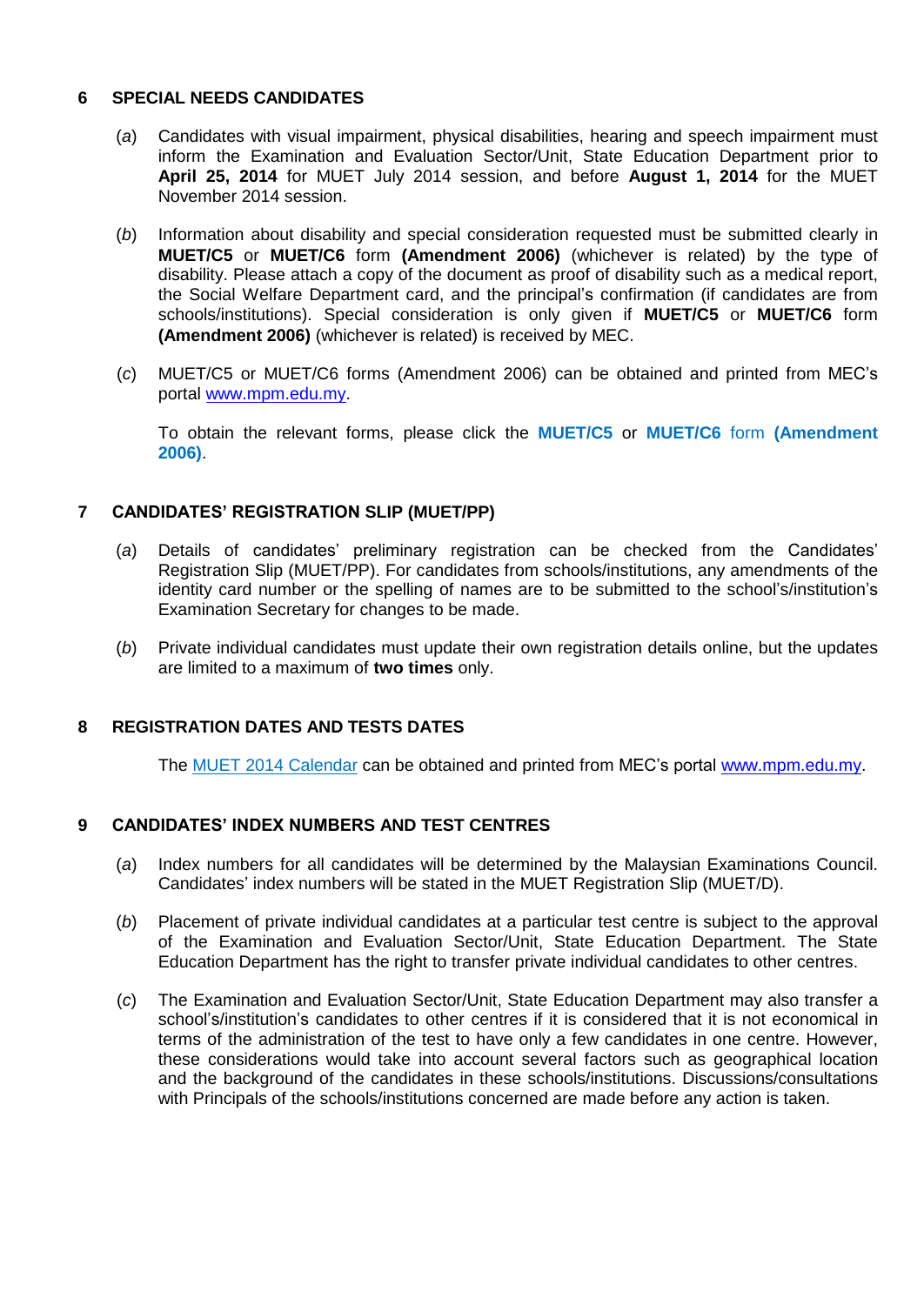## 6 SPECIAL NEEDS CANDIDATES

(*a*) Candidates with visual impairment, physical disabilities, hearing and speech impairment must inform the Examination and Evaluation Sector/Unit, State Education Department prior to **April 25, 2014** for MUET July 2014 session, and before **August 1, 2014** for the MUET November 2014 session.

(*b*) Information about disability and special consideration requested must be submitted clearly in **MUET/C5** or **MUET/C6** form **(Amendment 2006)** (whichever is related) by the type of disability. Please attach a copy of the document as proof of disability such as a medical report, the Social Welfare Department card, and the principal's confirmation (if candidates are from schools/institutions). Special consideration is only given if **MUET/C5** or **MUET/C6** form **(Amendment 2006)** (whichever is related) is received by MEC.

(*c*) MUET/C5 or MUET/C6 forms (Amendment 2006) can be obtained and printed from MEC's portal www.mpm.edu.my.

To obtain the relevant forms, please click the **MUET/C5** or **MUET/C6** form **(Amendment 2006)**.

## 7 CANDIDATES' REGISTRATION SLIP (MUET/PP)

(*a*) Details of candidates' preliminary registration can be checked from the Candidates' Registration Slip (MUET/PP). For candidates from schools/institutions, any amendments of the identity card number or the spelling of names are to be submitted to the school's/institution's Examination Secretary for changes to be made.

(*b*) Private individual candidates must update their own registration details online, but the updates are limited to a maximum of **two times** only.

## 8 REGISTRATION DATES AND TESTS DATES

The MUET 2014 Calendar can be obtained and printed from MEC's portal www.mpm.edu.my.

## 9 CANDIDATES' INDEX NUMBERS AND TEST CENTRES

(*a*) Index numbers for all candidates will be determined by the Malaysian Examinations Council. Candidates' index numbers will be stated in the MUET Registration Slip (MUET/D).

(*b*) Placement of private individual candidates at a particular test centre is subject to the approval of the Examination and Evaluation Sector/Unit, State Education Department. The State Education Department has the right to transfer private individual candidates to other centres.

(*c*) The Examination and Evaluation Sector/Unit, State Education Department may also transfer a school's/institution's candidates to other centres if it is considered that it is not economical in terms of the administration of the test to have only a few candidates in one centre. However, these considerations would take into account several factors such as geographical location and the background of the candidates in these schools/institutions. Discussions/consultations with Principals of the schools/institutions concerned are made before any action is taken.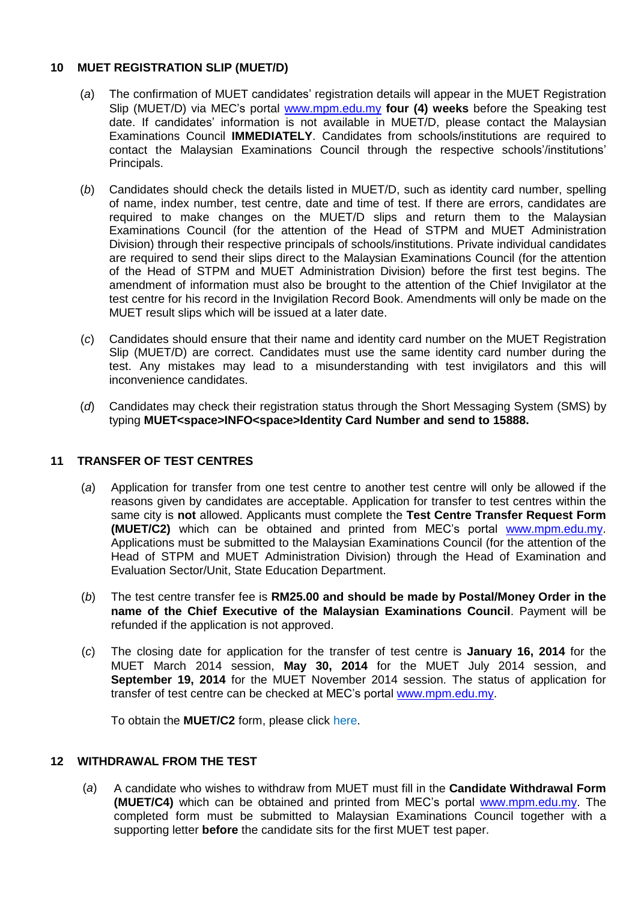## 10 MUET REGISTRATION SLIP (MUET/D)

(*a*) The confirmation of MUET candidates' registration details will appear in the MUET Registration Slip (MUET/D) via MEC's portal www.mpm.edu.my **four (4) weeks** before the Speaking test date. If candidates' information is not available in MUET/D, please contact the Malaysian Examinations Council **IMMEDIATELY**. Candidates from schools/institutions are required to contact the Malaysian Examinations Council through the respective schools'/institutions' Principals.

(*b*) Candidates should check the details listed in MUET/D, such as identity card number, spelling of name, index number, test centre, date and time of test. If there are errors, candidates are required to make changes on the MUET/D slips and return them to the Malaysian Examinations Council (for the attention of the Head of STPM and MUET Administration Division) through their respective principals of schools/institutions. Private individual candidates are required to send their slips direct to the Malaysian Examinations Council (for the attention of the Head of STPM and MUET Administration Division) before the first test begins. The amendment of information must also be brought to the attention of the Chief Invigilator at the test centre for his record in the Invigilation Record Book. Amendments will only be made on the MUET result slips which will be issued at a later date.

(*c*) Candidates should ensure that their name and identity card number on the MUET Registration Slip (MUET/D) are correct. Candidates must use the same identity card number during the test. Any mistakes may lead to a misunderstanding with test invigilators and this will inconvenience candidates.

(*d*) Candidates may check their registration status through the Short Messaging System (SMS) by typing **MUET<space>INFO<space>Identity Card Number and send to 15888.**

## 11 TRANSFER OF TEST CENTRES

(*a*) Application for transfer from one test centre to another test centre will only be allowed if the reasons given by candidates are acceptable. Application for transfer to test centres within the same city is **not** allowed. Applicants must complete the **Test Centre Transfer Request Form (MUET/C2)** which can be obtained and printed from MEC's portal www.mpm.edu.my. Applications must be submitted to the Malaysian Examinations Council (for the attention of the Head of STPM and MUET Administration Division) through the Head of Examination and Evaluation Sector/Unit, State Education Department.

(*b*) The test centre transfer fee is **RM25.00 and should be made by Postal/Money Order in the name of the Chief Executive of the Malaysian Examinations Council**. Payment will be refunded if the application is not approved.

(*c*) The closing date for application for the transfer of test centre is **January 16, 2014** for the MUET March 2014 session, **May 30, 2014** for the MUET July 2014 session, and **September 19, 2014** for the MUET November 2014 session. The status of application for transfer of test centre can be checked at MEC's portal www.mpm.edu.my.

To obtain the **MUET/C2** form, please click here.

## 12 WITHDRAWAL FROM THE TEST

(*a*) A candidate who wishes to withdraw from MUET must fill in the **Candidate Withdrawal Form (MUET/C4)** which can be obtained and printed from MEC's portal www.mpm.edu.my. The completed form must be submitted to Malaysian Examinations Council together with a supporting letter **before** the candidate sits for the first MUET test paper.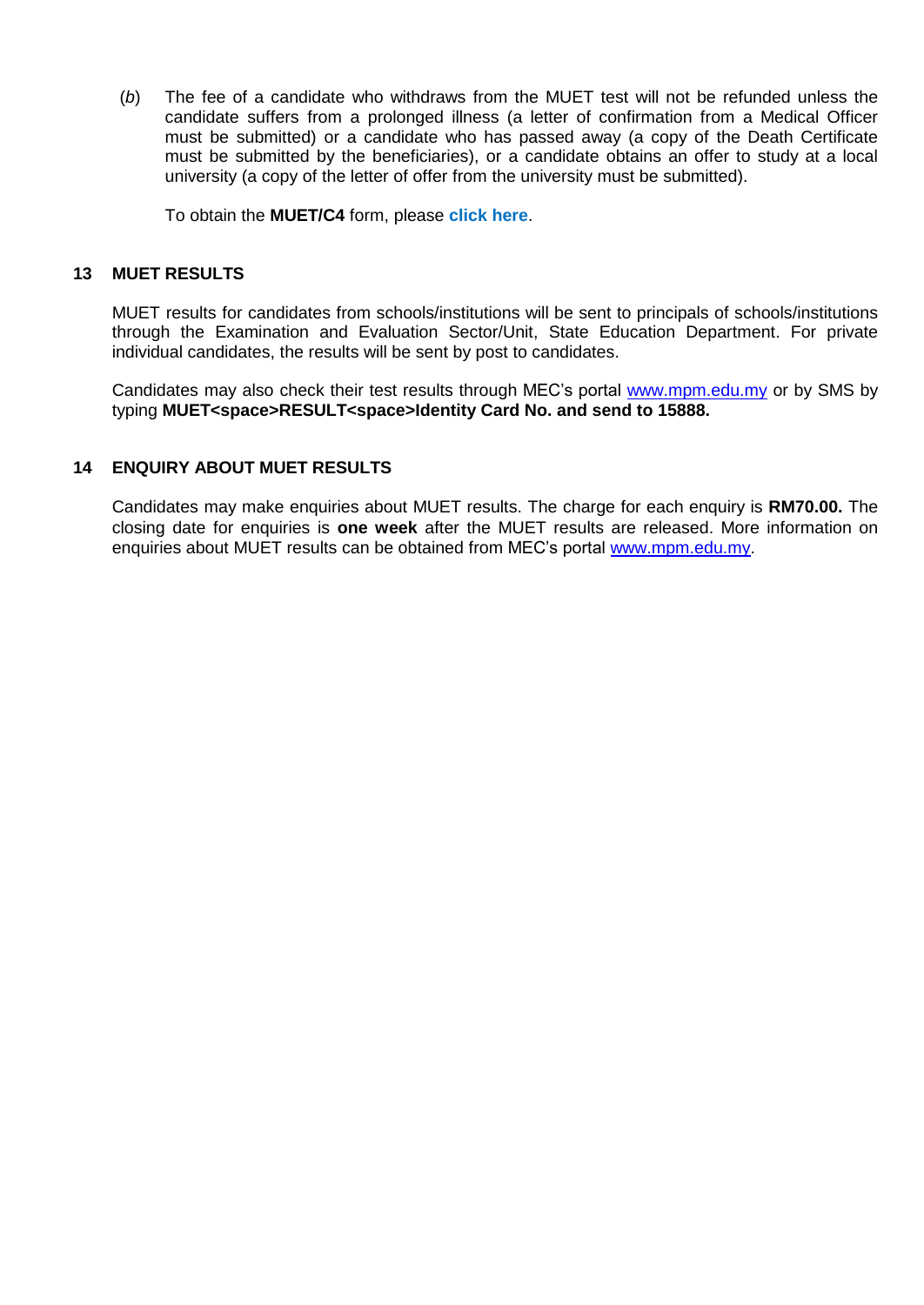(*b*) The fee of a candidate who withdraws from the MUET test will not be refunded unless the candidate suffers from a prolonged illness (a letter of confirmation from a Medical Officer must be submitted) or a candidate who has passed away (a copy of the Death Certificate must be submitted by the beneficiaries), or a candidate obtains an offer to study at a local university (a copy of the letter of offer from the university must be submitted).

To obtain the **MUET/C4** form, please **click here**.

## 13 MUET RESULTS

MUET results for candidates from schools/institutions will be sent to principals of schools/institutions through the Examination and Evaluation Sector/Unit, State Education Department. For private individual candidates, the results will be sent by post to candidates.

Candidates may also check their test results through MEC's portal www.mpm.edu.my or by SMS by typing **MUET<space>RESULT<space>Identity Card No. and send to 15888.**

## 14 ENQUIRY ABOUT MUET RESULTS

Candidates may make enquiries about MUET results. The charge for each enquiry is **RM70.00.** The closing date for enquiries is **one week** after the MUET results are released. More information on enquiries about MUET results can be obtained from MEC's portal www.mpm.edu.my.